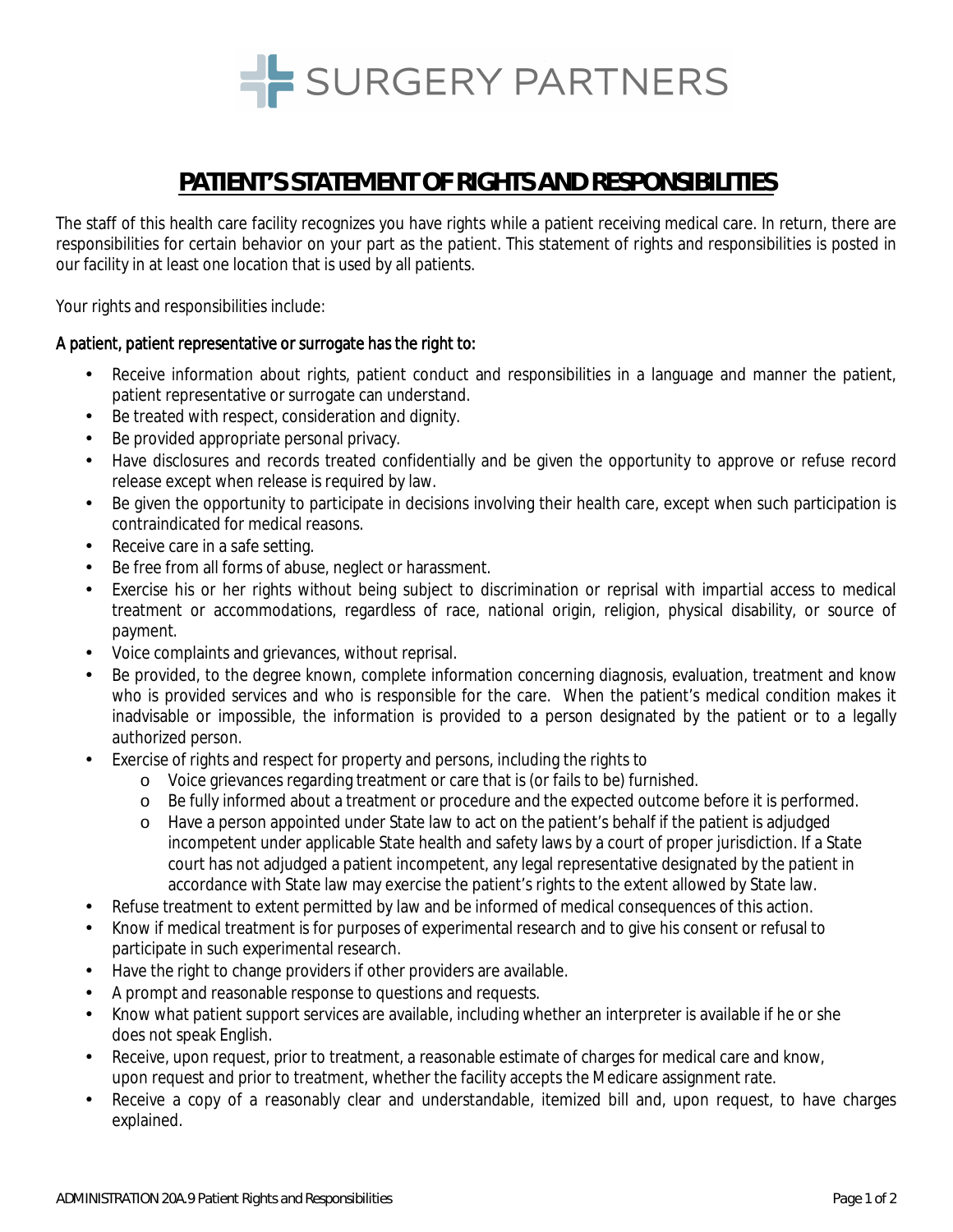SURGERY PARTNERS

# PATIENT'S STATEMENT OF RIGHTS AND RESPONSIBILITIES

The staff of this health care facility recognizes you have rights while a patient receiving medical care. In return, there are responsibilities for certain behavior on your part as the patient. This statement of rights and responsibilities is posted in our facility in at least one location that is used by all patients.

Your rights and responsibilities include:

**A patient, patient representative or surrogate has the right to:**

- Receive information about rights, patient conduct and responsibilities in a language and manner the patient, patient representative or surrogate can understand.
- Be treated with respect, consideration and dignity.
- Be provided appropriate personal privacy.
- Have disclosures and records treated confidentially and be given the opportunity to approve or refuse record release except when release is required by law.
- Be given the opportunity to participate in decisions involving their health care, except when such participation is contraindicated for medical reasons.
- Receive care in a safe setting.
- Be free from all forms of abuse, neglect or harassment.
- Exercise his or her rights without being subject to discrimination or reprisal with impartial access to medical treatment or accommodations, regardless of race, national origin, religion, physical disability, or source of payment.
- Voice complaints and grievances, without reprisal.
- Be provided, to the degree known, complete information concerning diagnosis, evaluation, treatment and know who is provided services and who is responsible for the care. When the patient's medical condition makes it inadvisable or impossible, the information is provided to a person designated by the patient or to a legally authorized person.
- Exercise of rights and respect for property and persons, including the rights to
  - Voice grievances regarding treatment or care that is (or fails to be) furnished.
  - Be fully informed about a treatment or procedure and the expected outcome before it is performed.
  - Have a person appointed under State law to act on the patient's behalf if the patient is adjudged incompetent under applicable State health and safety laws by a court of proper jurisdiction. If a State court has not adjudged a patient incompetent, any legal representative designated by the patient in accordance with State law may exercise the patient's rights to the extent allowed by State law.
- Refuse treatment to extent permitted by law and be informed of medical consequences of this action.
- Know if medical treatment is for purposes of experimental research and to give his consent or refusal to participate in such experimental research.
- Have the right to change providers if other providers are available.
- A prompt and reasonable response to questions and requests.
- Know what patient support services are available, including whether an interpreter is available if he or she does not speak English.
- Receive, upon request, prior to treatment, a reasonable estimate of charges for medical care and know, upon request and prior to treatment, whether the facility accepts the Medicare assignment rate.
- Receive a copy of a reasonably clear and understandable, itemized bill and, upon request, to have charges explained.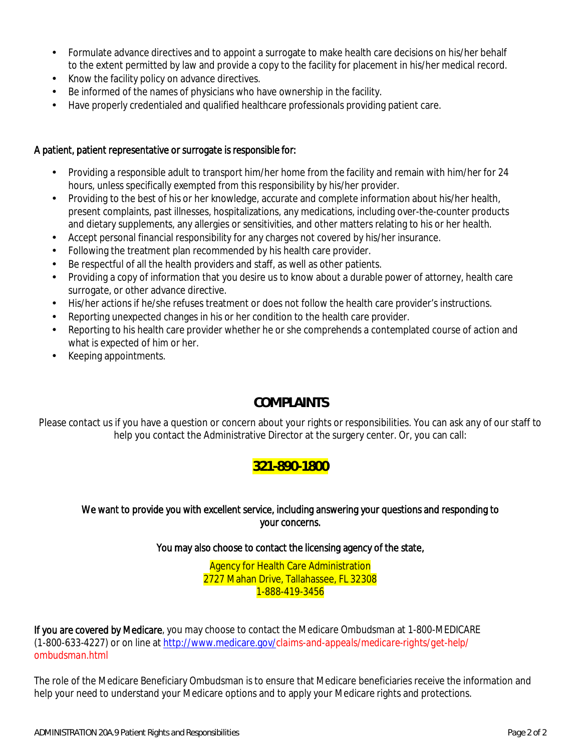- Formulate advance directives and to appoint a surrogate to make health care decisions on his/her behalf to the extent permitted by law and provide a copy to the facility for placement in his/her medical record.
- Know the facility policy on advance directives.
- Be informed of the names of physicians who have ownership in the facility.
- Have properly credentialed and qualified healthcare professionals providing patient care.

A patient, patient representative or surrogate is responsible for:

- Providing a responsible adult to transport him/her home from the facility and remain with him/her for 24 hours, unless specifically exempted from this responsibility by his/her provider.
- Providing to the best of his or her knowledge, accurate and complete information about his/her health, present complaints, past illnesses, hospitalizations, any medications, including over-the-counter products and dietary supplements, any allergies or sensitivities, and other matters relating to his or her health.
- Accept personal financial responsibility for any charges not covered by his/her insurance.
- Following the treatment plan recommended by his health care provider.
- Be respectful of all the health providers and staff, as well as other patients.
- Providing a copy of information that you desire us to know about a durable power of attorney, health care surrogate, or other advance directive.
- His/her actions if he/she refuses treatment or does not follow the health care provider's instructions.
- Reporting unexpected changes in his or her condition to the health care provider.
- Reporting to his health care provider whether he or she comprehends a contemplated course of action and what is expected of him or her.
- Keeping appointments.

## COMPLAINTS

Please contact us if you have a question or concern about your rights or responsibilities. You can ask any of our staff to help you contact the Administrative Director at the surgery center. Or, you can call:

**321-890-1800**

We want to provide you with excellent service, including answering your questions and responding to your concerns.

You may also choose to contact the licensing agency of the state,

Agency for Health Care Administration
2727 Mahan Drive, Tallahassee, FL 32308
1-888-419-3456

If you are covered by Medicare, you may choose to contact the Medicare Ombudsman at 1-800-MEDICARE (1-800-633-4227) or on line at http://www.medicare.gov/claims-and-appeals/medicare-rights/get-help/ombudsman.html

The role of the Medicare Beneficiary Ombudsman is to ensure that Medicare beneficiaries receive the information and help your need to understand your Medicare options and to apply your Medicare rights and protections.